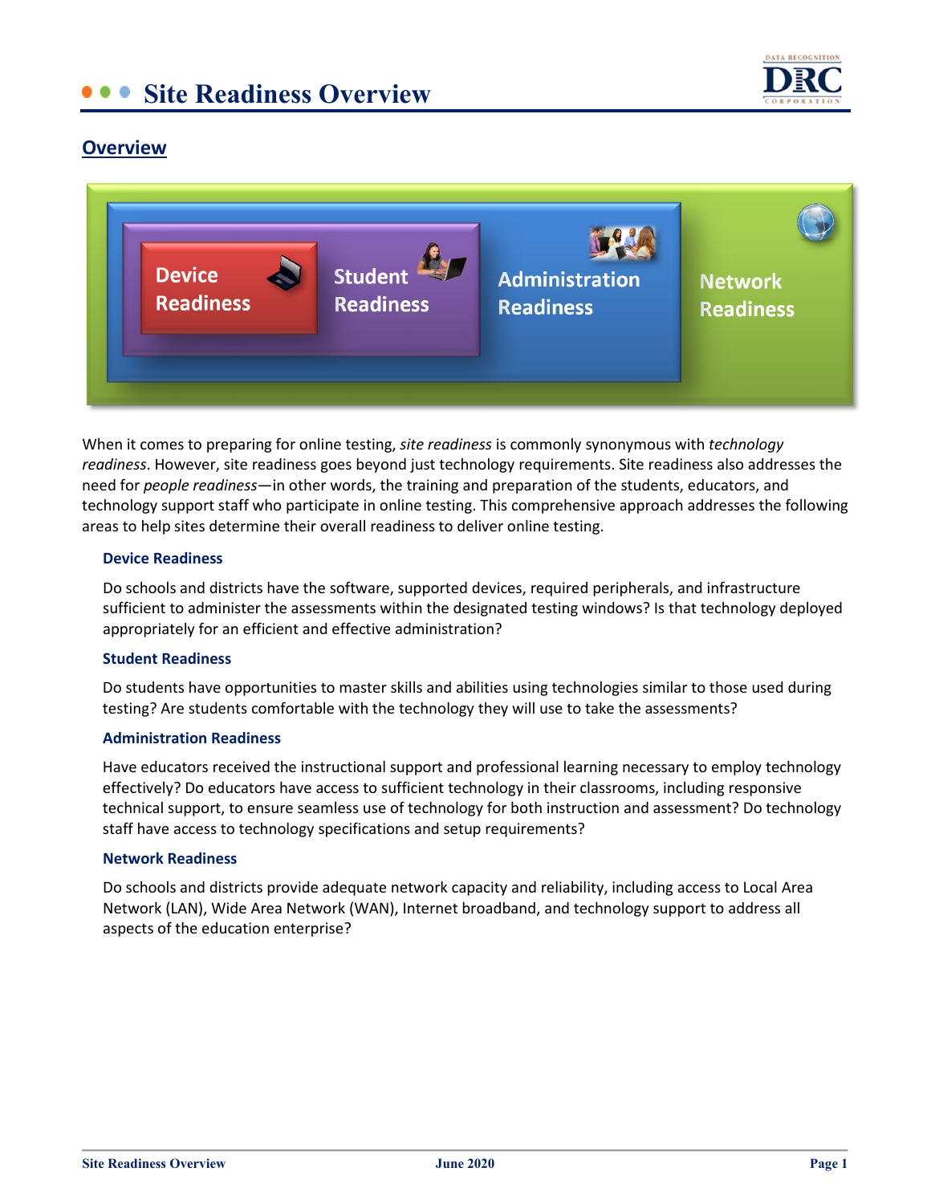# Site Readiness Overview

## Overview

Device Readiness · Student Readiness · Administration Readiness · Network Readiness

When it comes to preparing for online testing, *site readiness* is commonly synonymous with *technology readiness*. However, site readiness goes beyond just technology requirements. Site readiness also addresses the need for *people readiness*—in other words, the training and preparation of the students, educators, and technology support staff who participate in online testing. This comprehensive approach addresses the following areas to help sites determine their overall readiness to deliver online testing.

### Device Readiness

Do schools and districts have the software, supported devices, required peripherals, and infrastructure sufficient to administer the assessments within the designated testing windows? Is that technology deployed appropriately for an efficient and effective administration?

### Student Readiness

Do students have opportunities to master skills and abilities using technologies similar to those used during testing? Are students comfortable with the technology they will use to take the assessments?

### Administration Readiness

Have educators received the instructional support and professional learning necessary to employ technology effectively? Do educators have access to sufficient technology in their classrooms, including responsive technical support, to ensure seamless use of technology for both instruction and assessment? Do technology staff have access to technology specifications and setup requirements?

### Network Readiness

Do schools and districts provide adequate network capacity and reliability, including access to Local Area Network (LAN), Wide Area Network (WAN), Internet broadband, and technology support to address all aspects of the education enterprise?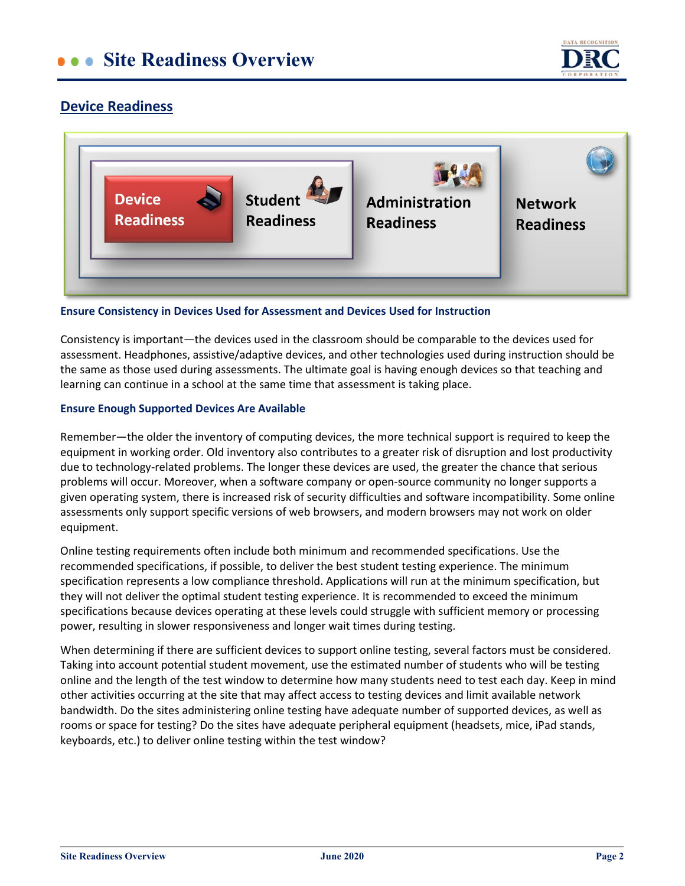## Device Readiness

Device Readiness | Student Readiness | Administration Readiness | Network Readiness

### Ensure Consistency in Devices Used for Assessment and Devices Used for Instruction

Consistency is important—the devices used in the classroom should be comparable to the devices used for assessment. Headphones, assistive/adaptive devices, and other technologies used during instruction should be the same as those used during assessments. The ultimate goal is having enough devices so that teaching and learning can continue in a school at the same time that assessment is taking place.

### Ensure Enough Supported Devices Are Available

Remember—the older the inventory of computing devices, the more technical support is required to keep the equipment in working order. Old inventory also contributes to a greater risk of disruption and lost productivity due to technology-related problems. The longer these devices are used, the greater the chance that serious problems will occur. Moreover, when a software company or open-source community no longer supports a given operating system, there is increased risk of security difficulties and software incompatibility. Some online assessments only support specific versions of web browsers, and modern browsers may not work on older equipment.

Online testing requirements often include both minimum and recommended specifications. Use the recommended specifications, if possible, to deliver the best student testing experience. The minimum specification represents a low compliance threshold. Applications will run at the minimum specification, but they will not deliver the optimal student testing experience. It is recommended to exceed the minimum specifications because devices operating at these levels could struggle with sufficient memory or processing power, resulting in slower responsiveness and longer wait times during testing.

When determining if there are sufficient devices to support online testing, several factors must be considered. Taking into account potential student movement, use the estimated number of students who will be testing online and the length of the test window to determine how many students need to test each day. Keep in mind other activities occurring at the site that may affect access to testing devices and limit available network bandwidth. Do the sites administering online testing have adequate number of supported devices, as well as rooms or space for testing? Do the sites have adequate peripheral equipment (headsets, mice, iPad stands, keyboards, etc.) to deliver online testing within the test window?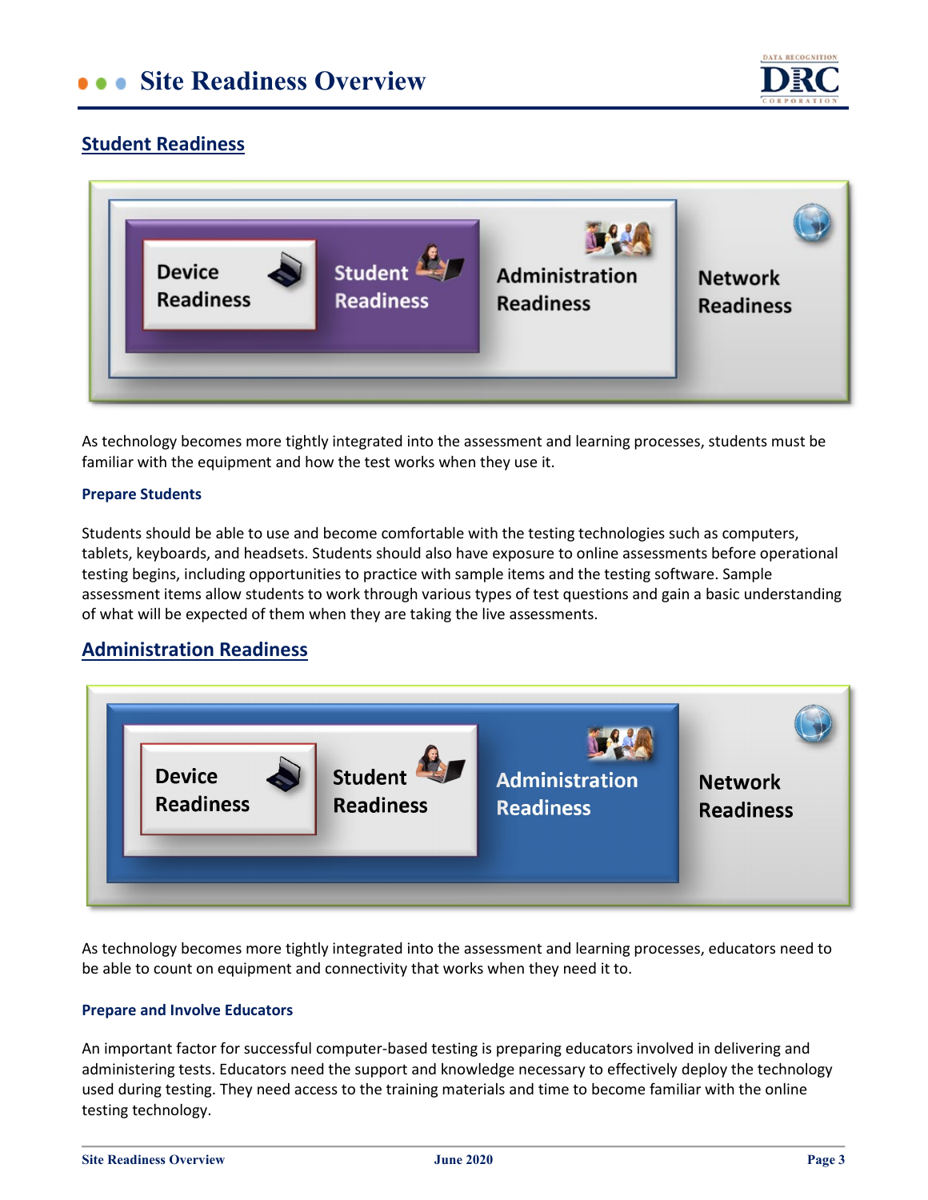## Student Readiness

Device Readiness | Student Readiness | Administration Readiness | Network Readiness

As technology becomes more tightly integrated into the assessment and learning processes, students must be familiar with the equipment and how the test works when they use it.

### Prepare Students

Students should be able to use and become comfortable with the testing technologies such as computers, tablets, keyboards, and headsets. Students should also have exposure to online assessments before operational testing begins, including opportunities to practice with sample items and the testing software. Sample assessment items allow students to work through various types of test questions and gain a basic understanding of what will be expected of them when they are taking the live assessments.

## Administration Readiness

Device Readiness | Student Readiness | Administration Readiness | Network Readiness

As technology becomes more tightly integrated into the assessment and learning processes, educators need to be able to count on equipment and connectivity that works when they need it to.

### Prepare and Involve Educators

An important factor for successful computer-based testing is preparing educators involved in delivering and administering tests. Educators need the support and knowledge necessary to effectively deploy the technology used during testing. They need access to the training materials and time to become familiar with the online testing technology.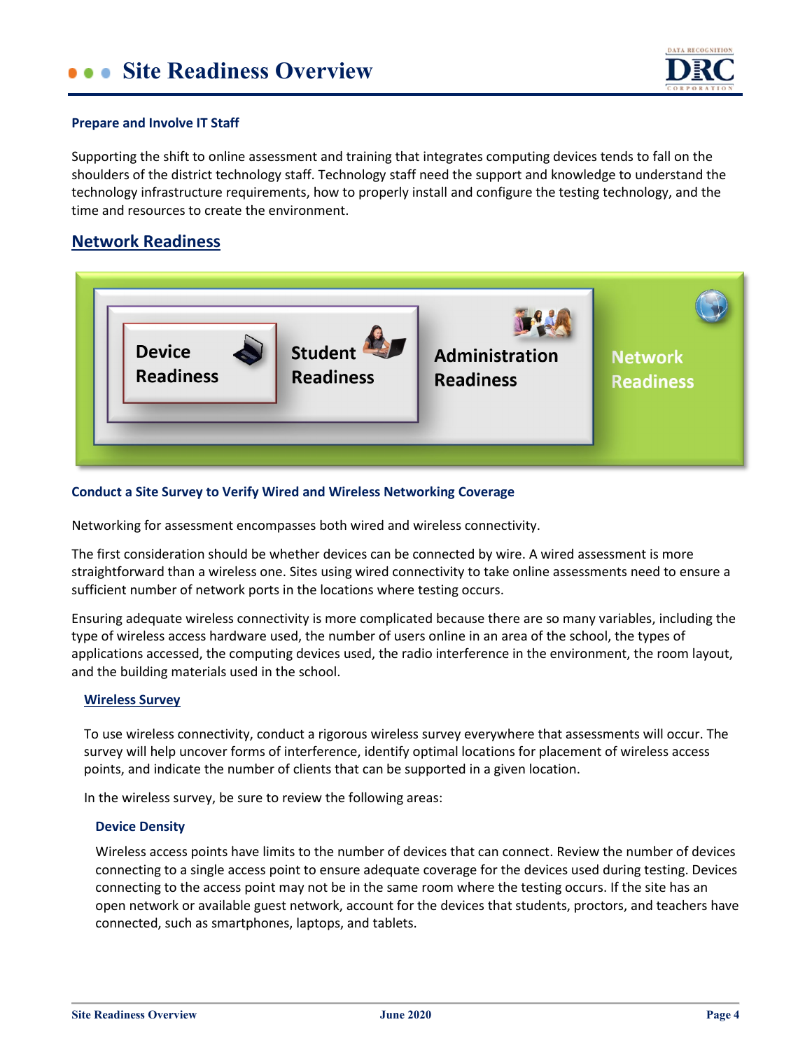**Prepare and Involve IT Staff**

Supporting the shift to online assessment and training that integrates computing devices tends to fall on the shoulders of the district technology staff. Technology staff need the support and knowledge to understand the technology infrastructure requirements, how to properly install and configure the testing technology, and the time and resources to create the environment.

## Network Readiness

Device Readiness | Student Readiness | Administration Readiness | Network Readiness

**Conduct a Site Survey to Verify Wired and Wireless Networking Coverage**

Networking for assessment encompasses both wired and wireless connectivity.

The first consideration should be whether devices can be connected by wire. A wired assessment is more straightforward than a wireless one. Sites using wired connectivity to take online assessments need to ensure a sufficient number of network ports in the locations where testing occurs.

Ensuring adequate wireless connectivity is more complicated because there are so many variables, including the type of wireless access hardware used, the number of users online in an area of the school, the types of applications accessed, the computing devices used, the radio interference in the environment, the room layout, and the building materials used in the school.

### Wireless Survey

To use wireless connectivity, conduct a rigorous wireless survey everywhere that assessments will occur. The survey will help uncover forms of interference, identify optimal locations for placement of wireless access points, and indicate the number of clients that can be supported in a given location.

In the wireless survey, be sure to review the following areas:

**Device Density**

Wireless access points have limits to the number of devices that can connect. Review the number of devices connecting to a single access point to ensure adequate coverage for the devices used during testing. Devices connecting to the access point may not be in the same room where the testing occurs. If the site has an open network or available guest network, account for the devices that students, proctors, and teachers have connected, such as smartphones, laptops, and tablets.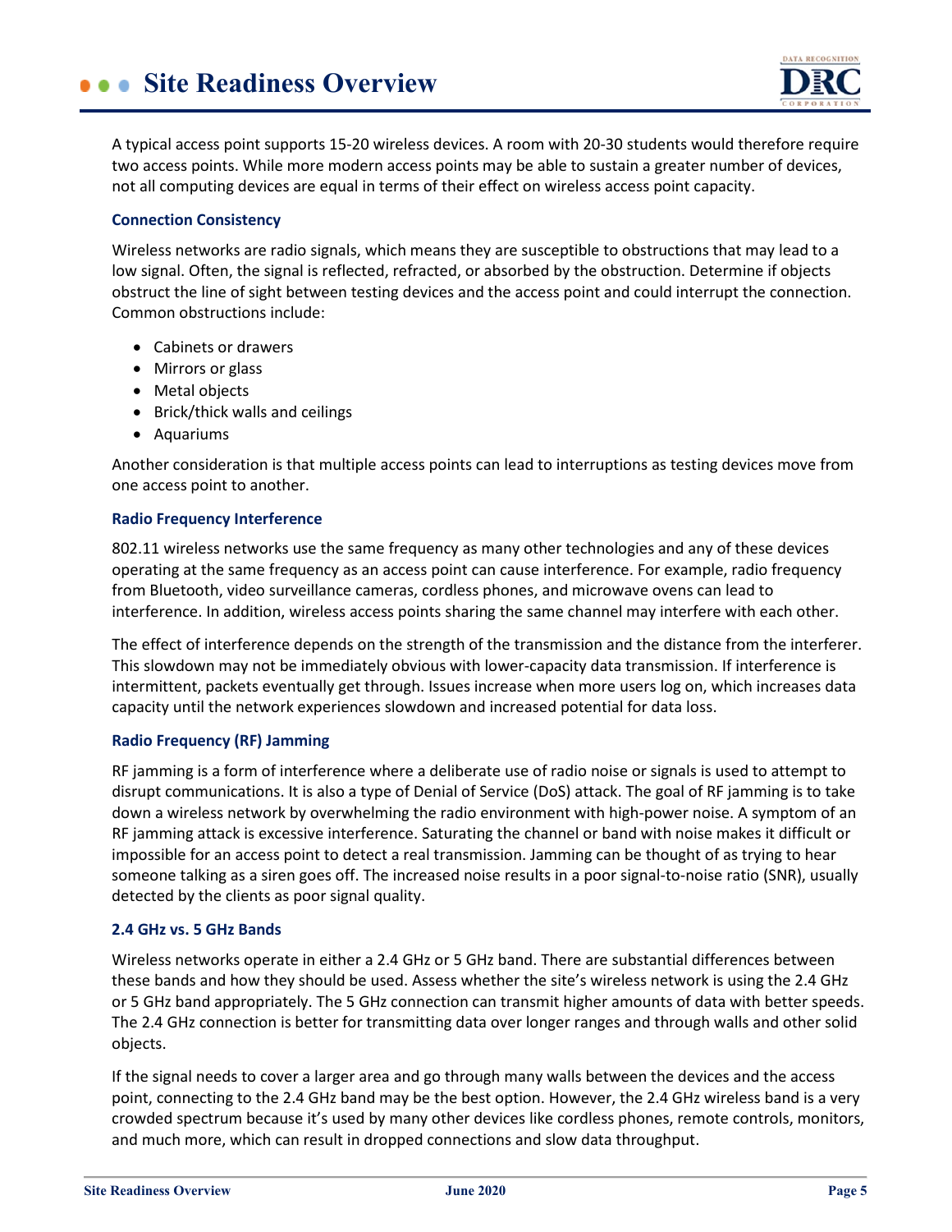A typical access point supports 15-20 wireless devices. A room with 20-30 students would therefore require two access points. While more modern access points may be able to sustain a greater number of devices, not all computing devices are equal in terms of their effect on wireless access point capacity.

### Connection Consistency

Wireless networks are radio signals, which means they are susceptible to obstructions that may lead to a low signal. Often, the signal is reflected, refracted, or absorbed by the obstruction. Determine if objects obstruct the line of sight between testing devices and the access point and could interrupt the connection. Common obstructions include:

- Cabinets or drawers
- Mirrors or glass
- Metal objects
- Brick/thick walls and ceilings
- Aquariums

Another consideration is that multiple access points can lead to interruptions as testing devices move from one access point to another.

### Radio Frequency Interference

802.11 wireless networks use the same frequency as many other technologies and any of these devices operating at the same frequency as an access point can cause interference. For example, radio frequency from Bluetooth, video surveillance cameras, cordless phones, and microwave ovens can lead to interference. In addition, wireless access points sharing the same channel may interfere with each other.

The effect of interference depends on the strength of the transmission and the distance from the interferer. This slowdown may not be immediately obvious with lower-capacity data transmission. If interference is intermittent, packets eventually get through. Issues increase when more users log on, which increases data capacity until the network experiences slowdown and increased potential for data loss.

### Radio Frequency (RF) Jamming

RF jamming is a form of interference where a deliberate use of radio noise or signals is used to attempt to disrupt communications. It is also a type of Denial of Service (DoS) attack. The goal of RF jamming is to take down a wireless network by overwhelming the radio environment with high-power noise. A symptom of an RF jamming attack is excessive interference. Saturating the channel or band with noise makes it difficult or impossible for an access point to detect a real transmission. Jamming can be thought of as trying to hear someone talking as a siren goes off. The increased noise results in a poor signal-to-noise ratio (SNR), usually detected by the clients as poor signal quality.

### 2.4 GHz vs. 5 GHz Bands

Wireless networks operate in either a 2.4 GHz or 5 GHz band. There are substantial differences between these bands and how they should be used. Assess whether the site's wireless network is using the 2.4 GHz or 5 GHz band appropriately. The 5 GHz connection can transmit higher amounts of data with better speeds. The 2.4 GHz connection is better for transmitting data over longer ranges and through walls and other solid objects.

If the signal needs to cover a larger area and go through many walls between the devices and the access point, connecting to the 2.4 GHz band may be the best option. However, the 2.4 GHz wireless band is a very crowded spectrum because it's used by many other devices like cordless phones, remote controls, monitors, and much more, which can result in dropped connections and slow data throughput.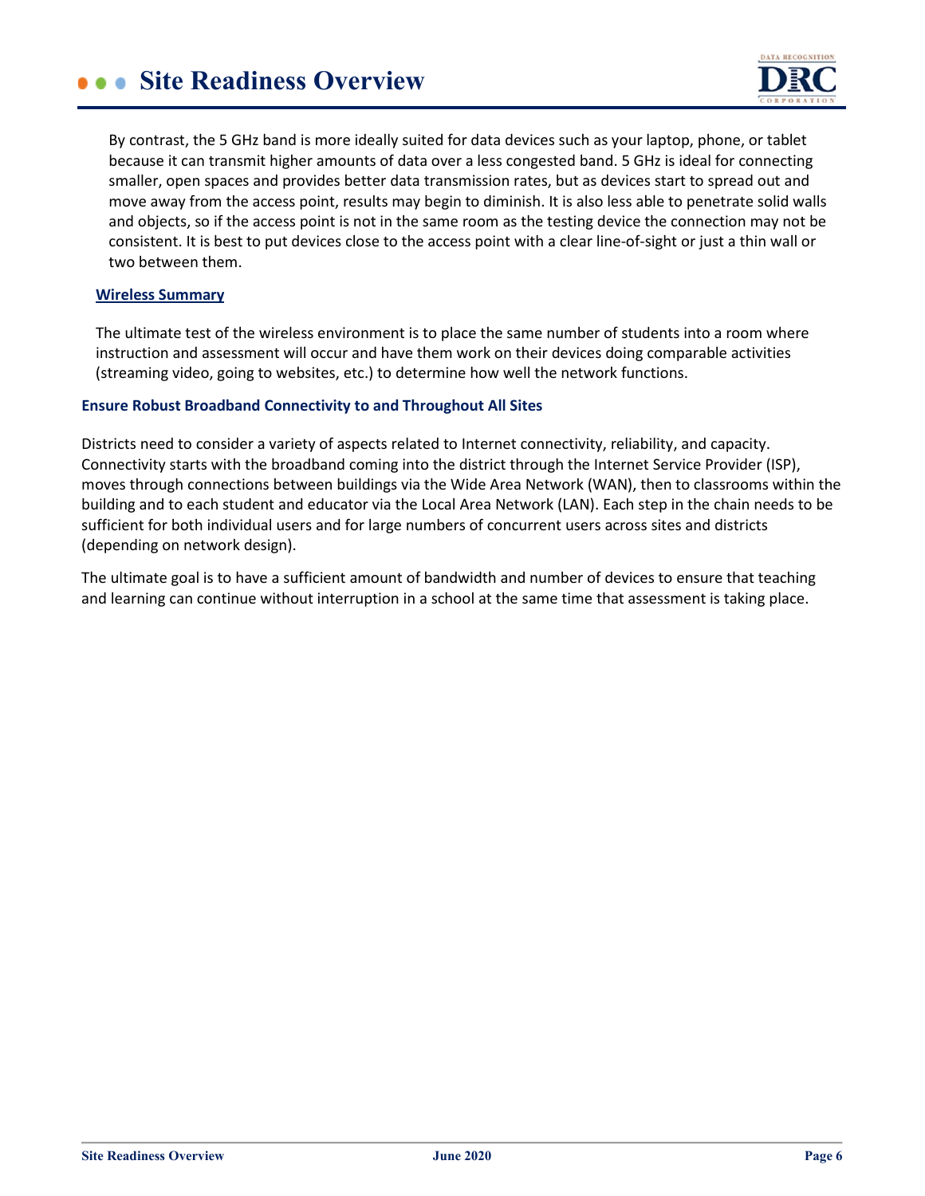By contrast, the 5 GHz band is more ideally suited for data devices such as your laptop, phone, or tablet because it can transmit higher amounts of data over a less congested band. 5 GHz is ideal for connecting smaller, open spaces and provides better data transmission rates, but as devices start to spread out and move away from the access point, results may begin to diminish. It is also less able to penetrate solid walls and objects, so if the access point is not in the same room as the testing device the connection may not be consistent. It is best to put devices close to the access point with a clear line-of-sight or just a thin wall or two between them.

#### Wireless Summary

The ultimate test of the wireless environment is to place the same number of students into a room where instruction and assessment will occur and have them work on their devices doing comparable activities (streaming video, going to websites, etc.) to determine how well the network functions.

### Ensure Robust Broadband Connectivity to and Throughout All Sites

Districts need to consider a variety of aspects related to Internet connectivity, reliability, and capacity. Connectivity starts with the broadband coming into the district through the Internet Service Provider (ISP), moves through connections between buildings via the Wide Area Network (WAN), then to classrooms within the building and to each student and educator via the Local Area Network (LAN). Each step in the chain needs to be sufficient for both individual users and for large numbers of concurrent users across sites and districts (depending on network design).

The ultimate goal is to have a sufficient amount of bandwidth and number of devices to ensure that teaching and learning can continue without interruption in a school at the same time that assessment is taking place.